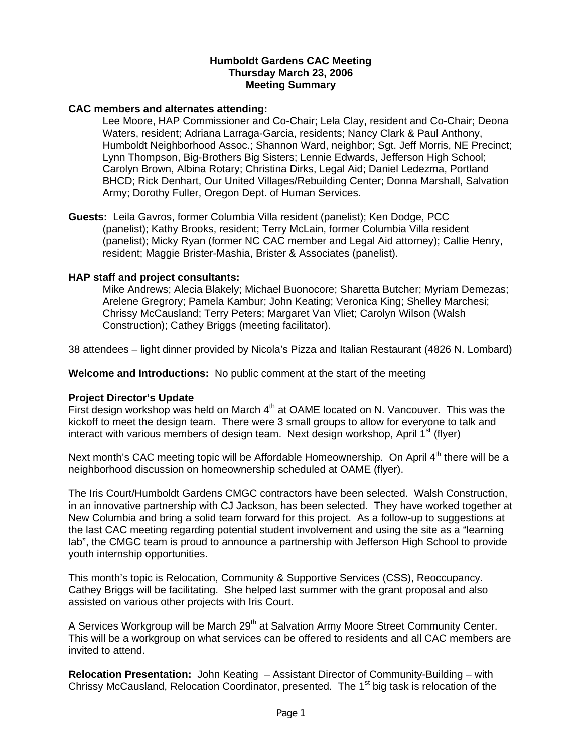# Humboldt Gardens CAC Meeting
## Thursday March 23, 2006
## Meeting Summary

**CAC members and alternates attending:**

Lee Moore, HAP Commissioner and Co-Chair; Lela Clay, resident and Co-Chair; Deona Waters, resident; Adriana Larraga-Garcia, residents; Nancy Clark & Paul Anthony, Humboldt Neighborhood Assoc.; Shannon Ward, neighbor; Sgt. Jeff Morris, NE Precinct; Lynn Thompson, Big-Brothers Big Sisters; Lennie Edwards, Jefferson High School; Carolyn Brown, Albina Rotary; Christina Dirks, Legal Aid; Daniel Ledezma, Portland BHCD; Rick Denhart, Our United Villages/Rebuilding Center; Donna Marshall, Salvation Army; Dorothy Fuller, Oregon Dept. of Human Services.

**Guests:** Leila Gavros, former Columbia Villa resident (panelist); Ken Dodge, PCC (panelist); Kathy Brooks, resident; Terry McLain, former Columbia Villa resident (panelist); Micky Ryan (former NC CAC member and Legal Aid attorney); Callie Henry, resident; Maggie Brister-Mashia, Brister & Associates (panelist).

**HAP staff and project consultants:**

Mike Andrews; Alecia Blakely; Michael Buonocore; Sharetta Butcher; Myriam Demezas; Arelene Gregrory; Pamela Kambur; John Keating; Veronica King; Shelley Marchesi; Chrissy McCausland; Terry Peters; Margaret Van Vliet; Carolyn Wilson (Walsh Construction); Cathey Briggs (meeting facilitator).

38 attendees – light dinner provided by Nicola's Pizza and Italian Restaurant (4826 N. Lombard)

**Welcome and Introductions:** No public comment at the start of the meeting

**Project Director's Update**

First design workshop was held on March 4th at OAME located on N. Vancouver. This was the kickoff to meet the design team. There were 3 small groups to allow for everyone to talk and interact with various members of design team. Next design workshop, April 1st (flyer)

Next month's CAC meeting topic will be Affordable Homeownership. On April 4th there will be a neighborhood discussion on homeownership scheduled at OAME (flyer).

The Iris Court/Humboldt Gardens CMGC contractors have been selected. Walsh Construction, in an innovative partnership with CJ Jackson, has been selected. They have worked together at New Columbia and bring a solid team forward for this project. As a follow-up to suggestions at the last CAC meeting regarding potential student involvement and using the site as a "learning lab", the CMGC team is proud to announce a partnership with Jefferson High School to provide youth internship opportunities.

This month's topic is Relocation, Community & Supportive Services (CSS), Reoccupancy. Cathey Briggs will be facilitating. She helped last summer with the grant proposal and also assisted on various other projects with Iris Court.

A Services Workgroup will be March 29th at Salvation Army Moore Street Community Center. This will be a workgroup on what services can be offered to residents and all CAC members are invited to attend.

**Relocation Presentation:** John Keating – Assistant Director of Community-Building – with Chrissy McCausland, Relocation Coordinator, presented. The 1st big task is relocation of the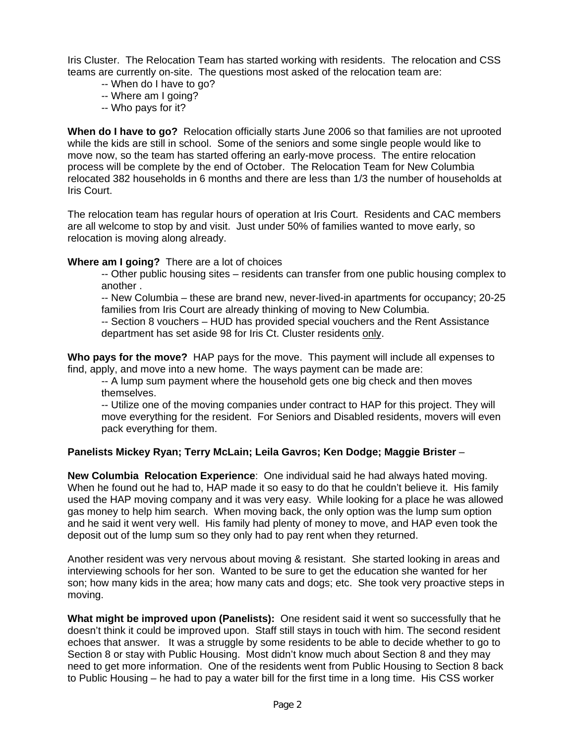Iris Cluster. The Relocation Team has started working with residents. The relocation and CSS teams are currently on-site. The questions most asked of the relocation team are:

-- When do I have to go?
-- Where am I going?
-- Who pays for it?

**When do I have to go?** Relocation officially starts June 2006 so that families are not uprooted while the kids are still in school. Some of the seniors and some single people would like to move now, so the team has started offering an early-move process. The entire relocation process will be complete by the end of October. The Relocation Team for New Columbia relocated 382 households in 6 months and there are less than 1/3 the number of households at Iris Court.

The relocation team has regular hours of operation at Iris Court. Residents and CAC members are all welcome to stop by and visit. Just under 50% of families wanted to move early, so relocation is moving along already.

**Where am I going?** There are a lot of choices

-- Other public housing sites – residents can transfer from one public housing complex to another .
-- New Columbia – these are brand new, never-lived-in apartments for occupancy; 20-25 families from Iris Court are already thinking of moving to New Columbia.
-- Section 8 vouchers – HUD has provided special vouchers and the Rent Assistance department has set aside 98 for Iris Ct. Cluster residents <u>only</u>.

**Who pays for the move?** HAP pays for the move. This payment will include all expenses to find, apply, and move into a new home. The ways payment can be made are:

-- A lump sum payment where the household gets one big check and then moves themselves.
-- Utilize one of the moving companies under contract to HAP for this project. They will move everything for the resident. For Seniors and Disabled residents, movers will even pack everything for them.

**Panelists Mickey Ryan; Terry McLain; Leila Gavros; Ken Dodge; Maggie Brister** –

**New Columbia Relocation Experience**: One individual said he had always hated moving. When he found out he had to, HAP made it so easy to do that he couldn't believe it. His family used the HAP moving company and it was very easy. While looking for a place he was allowed gas money to help him search. When moving back, the only option was the lump sum option and he said it went very well. His family had plenty of money to move, and HAP even took the deposit out of the lump sum so they only had to pay rent when they returned.

Another resident was very nervous about moving & resistant. She started looking in areas and interviewing schools for her son. Wanted to be sure to get the education she wanted for her son; how many kids in the area; how many cats and dogs; etc. She took very proactive steps in moving.

**What might be improved upon (Panelists):** One resident said it went so successfully that he doesn't think it could be improved upon. Staff still stays in touch with him. The second resident echoes that answer. It was a struggle by some residents to be able to decide whether to go to Section 8 or stay with Public Housing. Most didn't know much about Section 8 and they may need to get more information. One of the residents went from Public Housing to Section 8 back to Public Housing – he had to pay a water bill for the first time in a long time. His CSS worker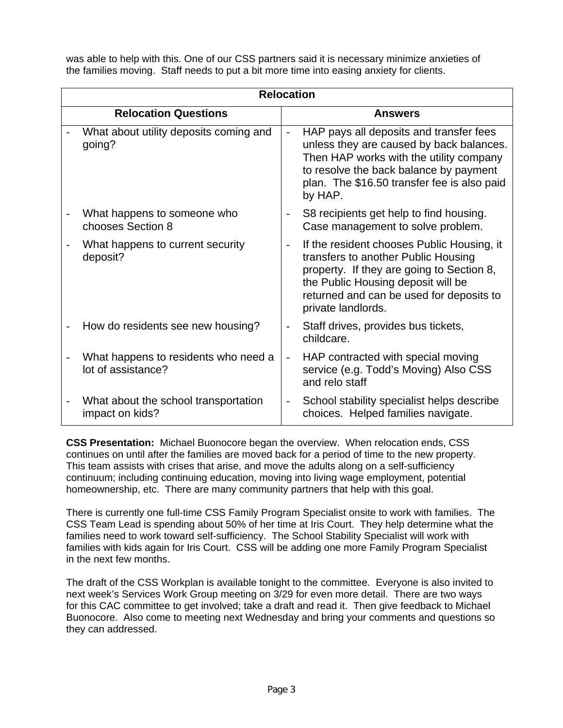was able to help with this. One of our CSS partners said it is necessary minimize anxieties of the families moving. Staff needs to put a bit more time into easing anxiety for clients.

| Relocation | |
|---|---|
| **Relocation Questions** | **Answers** |
| - What about utility deposits coming and going? | - HAP pays all deposits and transfer fees unless they are caused by back balances. Then HAP works with the utility company to resolve the back balance by payment plan. The $16.50 transfer fee is also paid by HAP. |
| - What happens to someone who chooses Section 8 | - S8 recipients get help to find housing. Case management to solve problem. |
| - What happens to current security deposit? | - If the resident chooses Public Housing, it transfers to another Public Housing property. If they are going to Section 8, the Public Housing deposit will be returned and can be used for deposits to private landlords. |
| - How do residents see new housing? | - Staff drives, provides bus tickets, childcare. |
| - What happens to residents who need a lot of assistance? | - HAP contracted with special moving service (e.g. Todd's Moving) Also CSS and relo staff |
| - What about the school transportation impact on kids? | - School stability specialist helps describe choices. Helped families navigate. |

**CSS Presentation:** Michael Buonocore began the overview. When relocation ends, CSS continues on until after the families are moved back for a period of time to the new property. This team assists with crises that arise, and move the adults along on a self-sufficiency continuum; including continuing education, moving into living wage employment, potential homeownership, etc. There are many community partners that help with this goal.

There is currently one full-time CSS Family Program Specialist onsite to work with families. The CSS Team Lead is spending about 50% of her time at Iris Court. They help determine what the families need to work toward self-sufficiency. The School Stability Specialist will work with families with kids again for Iris Court. CSS will be adding one more Family Program Specialist in the next few months.

The draft of the CSS Workplan is available tonight to the committee. Everyone is also invited to next week's Services Work Group meeting on 3/29 for even more detail. There are two ways for this CAC committee to get involved; take a draft and read it. Then give feedback to Michael Buonocore. Also come to meeting next Wednesday and bring your comments and questions so they can addressed.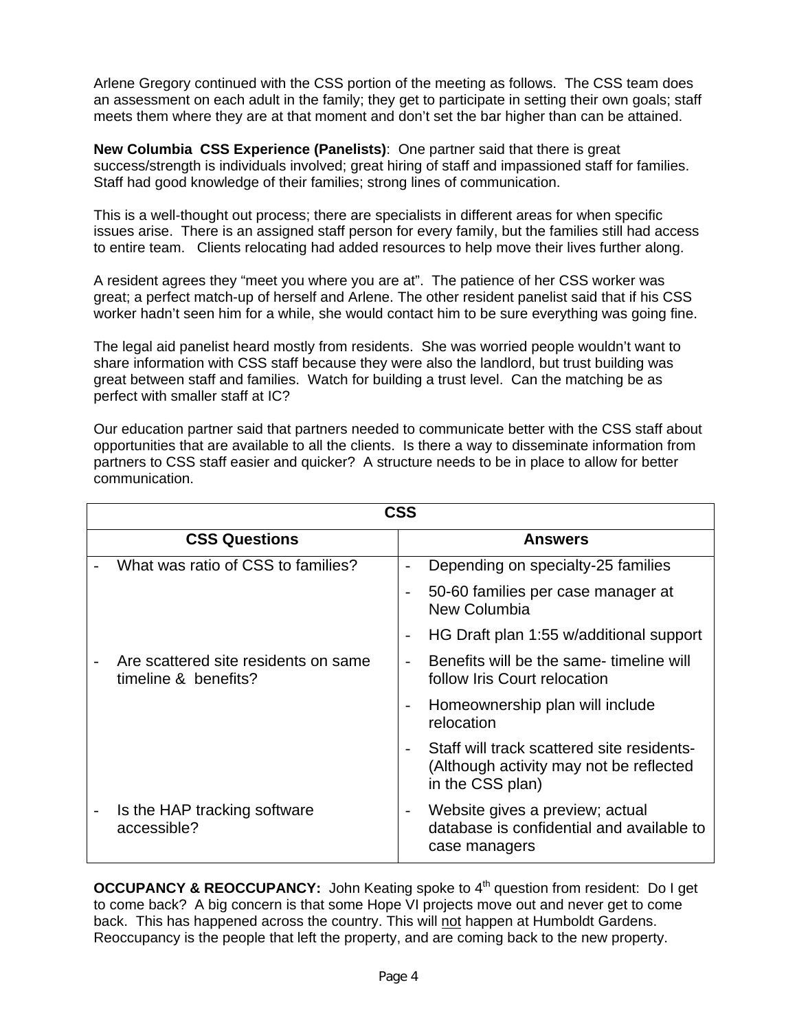Arlene Gregory continued with the CSS portion of the meeting as follows. The CSS team does an assessment on each adult in the family; they get to participate in setting their own goals; staff meets them where they are at that moment and don't set the bar higher than can be attained.

**New Columbia CSS Experience (Panelists)**: One partner said that there is great success/strength is individuals involved; great hiring of staff and impassioned staff for families. Staff had good knowledge of their families; strong lines of communication.

This is a well-thought out process; there are specialists in different areas for when specific issues arise. There is an assigned staff person for every family, but the families still had access to entire team. Clients relocating had added resources to help move their lives further along.

A resident agrees they "meet you where you are at". The patience of her CSS worker was great; a perfect match-up of herself and Arlene. The other resident panelist said that if his CSS worker hadn't seen him for a while, she would contact him to be sure everything was going fine.

The legal aid panelist heard mostly from residents. She was worried people wouldn't want to share information with CSS staff because they were also the landlord, but trust building was great between staff and families. Watch for building a trust level. Can the matching be as perfect with smaller staff at IC?

Our education partner said that partners needed to communicate better with the CSS staff about opportunities that are available to all the clients. Is there a way to disseminate information from partners to CSS staff easier and quicker? A structure needs to be in place to allow for better communication.

| CSS | |
|---|---|
| **CSS Questions** | **Answers** |
| - What was ratio of CSS to families? | - Depending on specialty-25 families |
| | - 50-60 families per case manager at New Columbia |
| | - HG Draft plan 1:55 w/additional support |
| - Are scattered site residents on same timeline & benefits? | - Benefits will be the same- timeline will follow Iris Court relocation |
| | - Homeownership plan will include relocation |
| | - Staff will track scattered site residents- (Although activity may not be reflected in the CSS plan) |
| - Is the HAP tracking software accessible? | - Website gives a preview; actual database is confidential and available to case managers |

**OCCUPANCY & REOCCUPANCY:** John Keating spoke to 4th question from resident: Do I get to come back? A big concern is that some Hope VI projects move out and never get to come back. This has happened across the country. This will <u>not</u> happen at Humboldt Gardens. Reoccupancy is the people that left the property, and are coming back to the new property.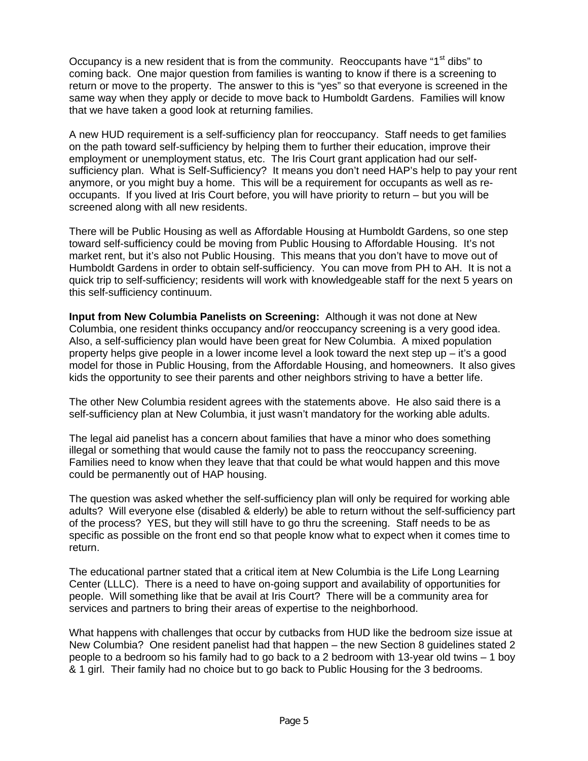Occupancy is a new resident that is from the community. Reoccupants have "1st dibs" to coming back. One major question from families is wanting to know if there is a screening to return or move to the property. The answer to this is "yes" so that everyone is screened in the same way when they apply or decide to move back to Humboldt Gardens. Families will know that we have taken a good look at returning families.

A new HUD requirement is a self-sufficiency plan for reoccupancy. Staff needs to get families on the path toward self-sufficiency by helping them to further their education, improve their employment or unemployment status, etc. The Iris Court grant application had our self-sufficiency plan. What is Self-Sufficiency? It means you don't need HAP's help to pay your rent anymore, or you might buy a home. This will be a requirement for occupants as well as re-occupants. If you lived at Iris Court before, you will have priority to return – but you will be screened along with all new residents.

There will be Public Housing as well as Affordable Housing at Humboldt Gardens, so one step toward self-sufficiency could be moving from Public Housing to Affordable Housing. It's not market rent, but it's also not Public Housing. This means that you don't have to move out of Humboldt Gardens in order to obtain self-sufficiency. You can move from PH to AH. It is not a quick trip to self-sufficiency; residents will work with knowledgeable staff for the next 5 years on this self-sufficiency continuum.

**Input from New Columbia Panelists on Screening:** Although it was not done at New Columbia, one resident thinks occupancy and/or reoccupancy screening is a very good idea. Also, a self-sufficiency plan would have been great for New Columbia. A mixed population property helps give people in a lower income level a look toward the next step up – it's a good model for those in Public Housing, from the Affordable Housing, and homeowners. It also gives kids the opportunity to see their parents and other neighbors striving to have a better life.

The other New Columbia resident agrees with the statements above. He also said there is a self-sufficiency plan at New Columbia, it just wasn't mandatory for the working able adults.

The legal aid panelist has a concern about families that have a minor who does something illegal or something that would cause the family not to pass the reoccupancy screening. Families need to know when they leave that that could be what would happen and this move could be permanently out of HAP housing.

The question was asked whether the self-sufficiency plan will only be required for working able adults? Will everyone else (disabled & elderly) be able to return without the self-sufficiency part of the process? YES, but they will still have to go thru the screening. Staff needs to be as specific as possible on the front end so that people know what to expect when it comes time to return.

The educational partner stated that a critical item at New Columbia is the Life Long Learning Center (LLLC). There is a need to have on-going support and availability of opportunities for people. Will something like that be avail at Iris Court? There will be a community area for services and partners to bring their areas of expertise to the neighborhood.

What happens with challenges that occur by cutbacks from HUD like the bedroom size issue at New Columbia? One resident panelist had that happen – the new Section 8 guidelines stated 2 people to a bedroom so his family had to go back to a 2 bedroom with 13-year old twins – 1 boy & 1 girl. Their family had no choice but to go back to Public Housing for the 3 bedrooms.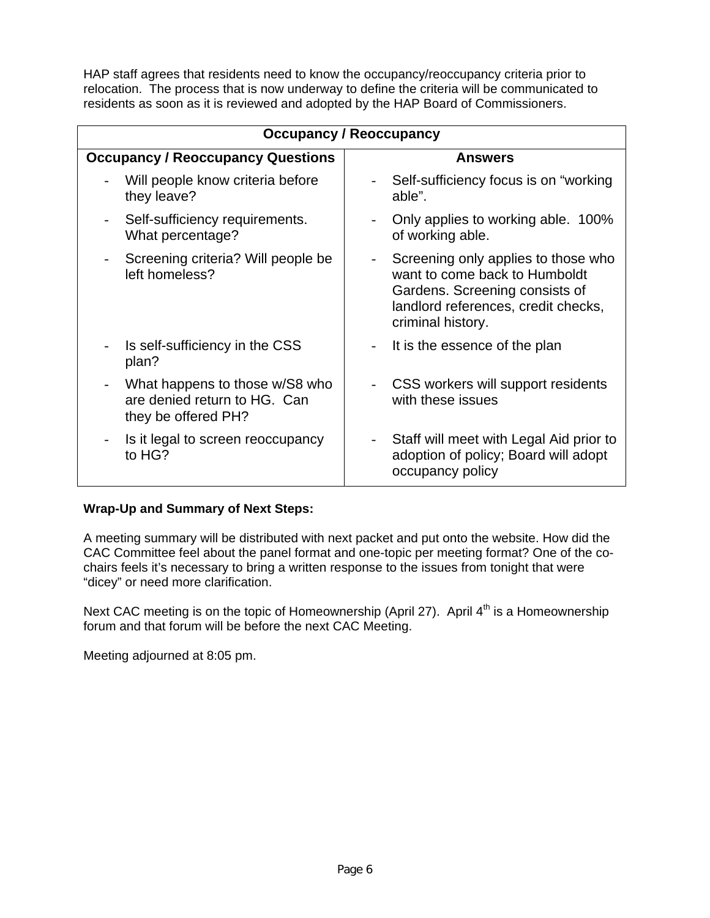HAP staff agrees that residents need to know the occupancy/reoccupancy criteria prior to relocation. The process that is now underway to define the criteria will be communicated to residents as soon as it is reviewed and adopted by the HAP Board of Commissioners.

| Occupancy / Reoccupancy | |
|---|---|
| **Occupancy / Reoccupancy Questions** | **Answers** |
| - Will people know criteria before they leave? | - Self-sufficiency focus is on "working able". |
| - Self-sufficiency requirements. What percentage? | - Only applies to working able. 100% of working able. |
| - Screening criteria? Will people be left homeless? | - Screening only applies to those who want to come back to Humboldt Gardens. Screening consists of landlord references, credit checks, criminal history. |
| - Is self-sufficiency in the CSS plan? | - It is the essence of the plan |
| - What happens to those w/S8 who are denied return to HG. Can they be offered PH? | - CSS workers will support residents with these issues |
| - Is it legal to screen reoccupancy to HG? | - Staff will meet with Legal Aid prior to adoption of policy; Board will adopt occupancy policy |

**Wrap-Up and Summary of Next Steps:**

A meeting summary will be distributed with next packet and put onto the website. How did the CAC Committee feel about the panel format and one-topic per meeting format? One of the co-chairs feels it's necessary to bring a written response to the issues from tonight that were "dicey" or need more clarification.

Next CAC meeting is on the topic of Homeownership (April 27). April 4th is a Homeownership forum and that forum will be before the next CAC Meeting.

Meeting adjourned at 8:05 pm.